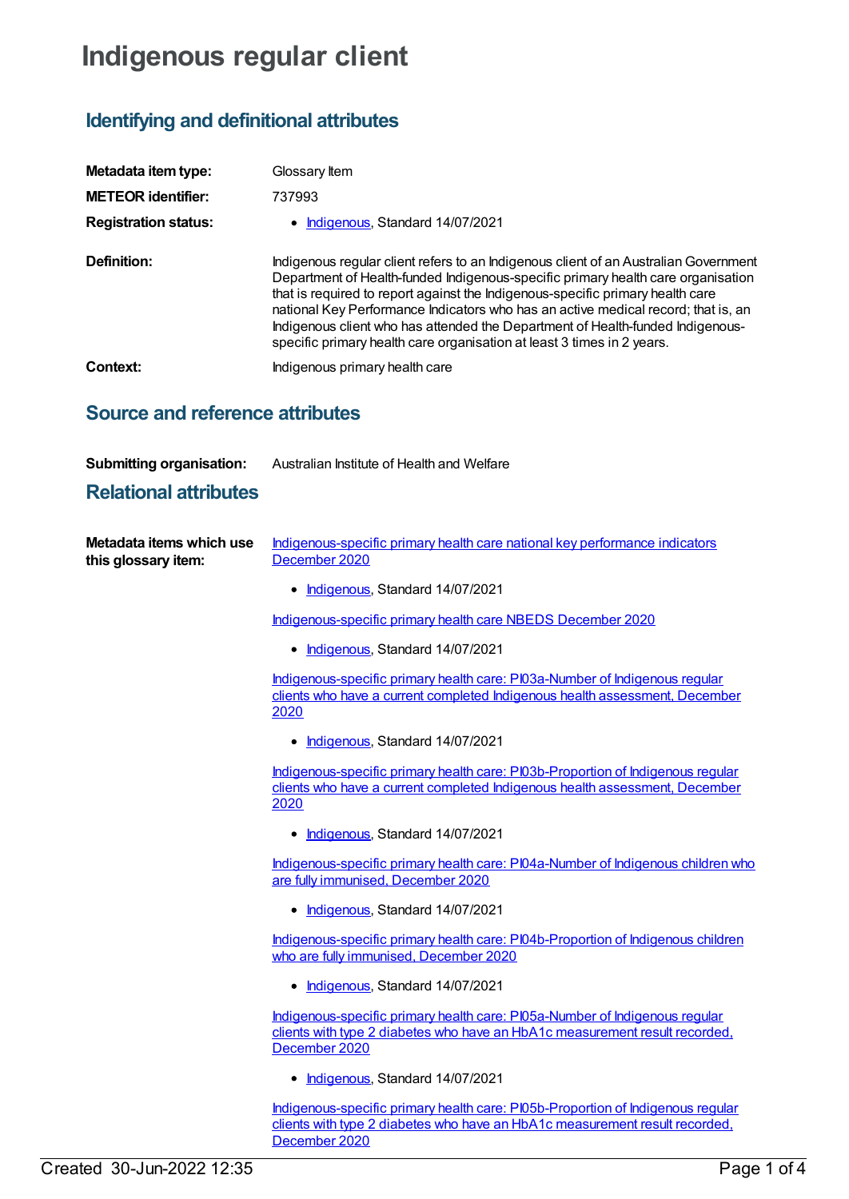# Indigenous regular client

## Identifying and definitional attributes

**Metadata item type:** Glossary Item

**METEOR identifier:** 737993

**Registration status:**

- Indigenous, Standard 14/07/2021

**Definition:** Indigenous regular client refers to an Indigenous client of an Australian Government Department of Health-funded Indigenous-specific primary health care organisation that is required to report against the Indigenous-specific primary health care national Key Performance Indicators who has an active medical record; that is, an Indigenous client who has attended the Department of Health-funded Indigenous-specific primary health care organisation at least 3 times in 2 years.

**Context:** Indigenous primary health care

## Source and reference attributes

**Submitting organisation:** Australian Institute of Health and Welfare

## Relational attributes

**Metadata items which use this glossary item:**

Indigenous-specific primary health care national key performance indicators December 2020

- Indigenous, Standard 14/07/2021

Indigenous-specific primary health care NBEDS December 2020

- Indigenous, Standard 14/07/2021

Indigenous-specific primary health care: PI03a-Number of Indigenous regular clients who have a current completed Indigenous health assessment, December 2020

- Indigenous, Standard 14/07/2021

Indigenous-specific primary health care: PI03b-Proportion of Indigenous regular clients who have a current completed Indigenous health assessment, December 2020

- Indigenous, Standard 14/07/2021

Indigenous-specific primary health care: PI04a-Number of Indigenous children who are fully immunised, December 2020

- Indigenous, Standard 14/07/2021

Indigenous-specific primary health care: PI04b-Proportion of Indigenous children who are fully immunised, December 2020

- Indigenous, Standard 14/07/2021

Indigenous-specific primary health care: PI05a-Number of Indigenous regular clients with type 2 diabetes who have an HbA1c measurement result recorded, December 2020

- Indigenous, Standard 14/07/2021

Indigenous-specific primary health care: PI05b-Proportion of Indigenous regular clients with type 2 diabetes who have an HbA1c measurement result recorded, December 2020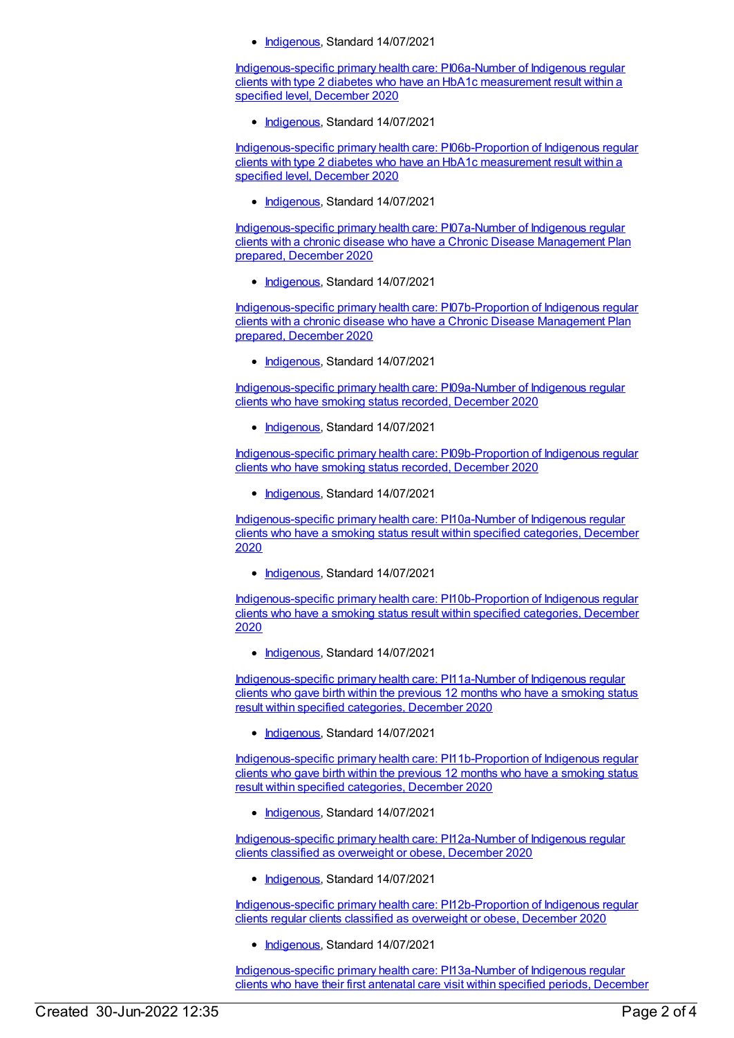- Indigenous, Standard 14/07/2021

Indigenous-specific primary health care: PI06a-Number of Indigenous regular clients with type 2 diabetes who have an HbA1c measurement result within a specified level, December 2020

- Indigenous, Standard 14/07/2021

Indigenous-specific primary health care: PI06b-Proportion of Indigenous regular clients with type 2 diabetes who have an HbA1c measurement result within a specified level, December 2020

- Indigenous, Standard 14/07/2021

Indigenous-specific primary health care: PI07a-Number of Indigenous regular clients with a chronic disease who have a Chronic Disease Management Plan prepared, December 2020

- Indigenous, Standard 14/07/2021

Indigenous-specific primary health care: PI07b-Proportion of Indigenous regular clients with a chronic disease who have a Chronic Disease Management Plan prepared, December 2020

- Indigenous, Standard 14/07/2021

Indigenous-specific primary health care: PI09a-Number of Indigenous regular clients who have smoking status recorded, December 2020

- Indigenous, Standard 14/07/2021

Indigenous-specific primary health care: PI09b-Proportion of Indigenous regular clients who have smoking status recorded, December 2020

- Indigenous, Standard 14/07/2021

Indigenous-specific primary health care: PI10a-Number of Indigenous regular clients who have a smoking status result within specified categories, December 2020

- Indigenous, Standard 14/07/2021

Indigenous-specific primary health care: PI10b-Proportion of Indigenous regular clients who have a smoking status result within specified categories, December 2020

- Indigenous, Standard 14/07/2021

Indigenous-specific primary health care: PI11a-Number of Indigenous regular clients who gave birth within the previous 12 months who have a smoking status result within specified categories, December 2020

- Indigenous, Standard 14/07/2021

Indigenous-specific primary health care: PI11b-Proportion of Indigenous regular clients who gave birth within the previous 12 months who have a smoking status result within specified categories, December 2020

- Indigenous, Standard 14/07/2021

Indigenous-specific primary health care: PI12a-Number of Indigenous regular clients classified as overweight or obese, December 2020

- Indigenous, Standard 14/07/2021

Indigenous-specific primary health care: PI12b-Proportion of Indigenous regular clients regular clients classified as overweight or obese, December 2020

- Indigenous, Standard 14/07/2021

Indigenous-specific primary health care: PI13a-Number of Indigenous regular clients who have their first antenatal care visit within specified periods, December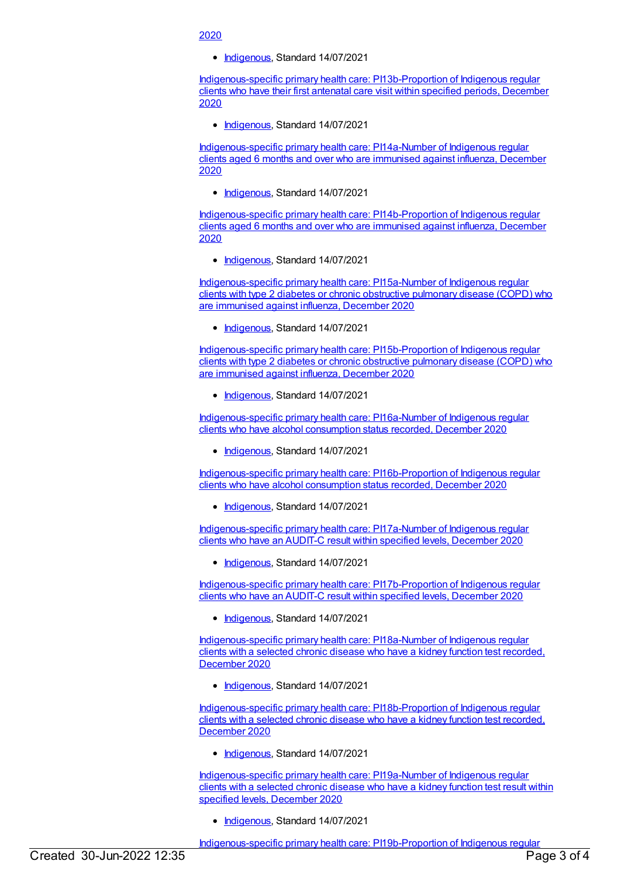2020

- Indigenous, Standard 14/07/2021

Indigenous-specific primary health care: PI13b-Proportion of Indigenous regular clients who have their first antenatal care visit within specified periods, December 2020

- Indigenous, Standard 14/07/2021

Indigenous-specific primary health care: PI14a-Number of Indigenous regular clients aged 6 months and over who are immunised against influenza, December 2020

- Indigenous, Standard 14/07/2021

Indigenous-specific primary health care: PI14b-Proportion of Indigenous regular clients aged 6 months and over who are immunised against influenza, December 2020

- Indigenous, Standard 14/07/2021

Indigenous-specific primary health care: PI15a-Number of Indigenous regular clients with type 2 diabetes or chronic obstructive pulmonary disease (COPD) who are immunised against influenza, December 2020

- Indigenous, Standard 14/07/2021

Indigenous-specific primary health care: PI15b-Proportion of Indigenous regular clients with type 2 diabetes or chronic obstructive pulmonary disease (COPD) who are immunised against influenza, December 2020

- Indigenous, Standard 14/07/2021

Indigenous-specific primary health care: PI16a-Number of Indigenous regular clients who have alcohol consumption status recorded, December 2020

- Indigenous, Standard 14/07/2021

Indigenous-specific primary health care: PI16b-Proportion of Indigenous regular clients who have alcohol consumption status recorded, December 2020

- Indigenous, Standard 14/07/2021

Indigenous-specific primary health care: PI17a-Number of Indigenous regular clients who have an AUDIT-C result within specified levels, December 2020

- Indigenous, Standard 14/07/2021

Indigenous-specific primary health care: PI17b-Proportion of Indigenous regular clients who have an AUDIT-C result within specified levels, December 2020

- Indigenous, Standard 14/07/2021

Indigenous-specific primary health care: PI18a-Number of Indigenous regular clients with a selected chronic disease who have a kidney function test recorded, December 2020

- Indigenous, Standard 14/07/2021

Indigenous-specific primary health care: PI18b-Proportion of Indigenous regular clients with a selected chronic disease who have a kidney function test recorded, December 2020

- Indigenous, Standard 14/07/2021

Indigenous-specific primary health care: PI19a-Number of Indigenous regular clients with a selected chronic disease who have a kidney function test result within specified levels, December 2020

- Indigenous, Standard 14/07/2021

Indigenous-specific primary health care: PI19b-Proportion of Indigenous regular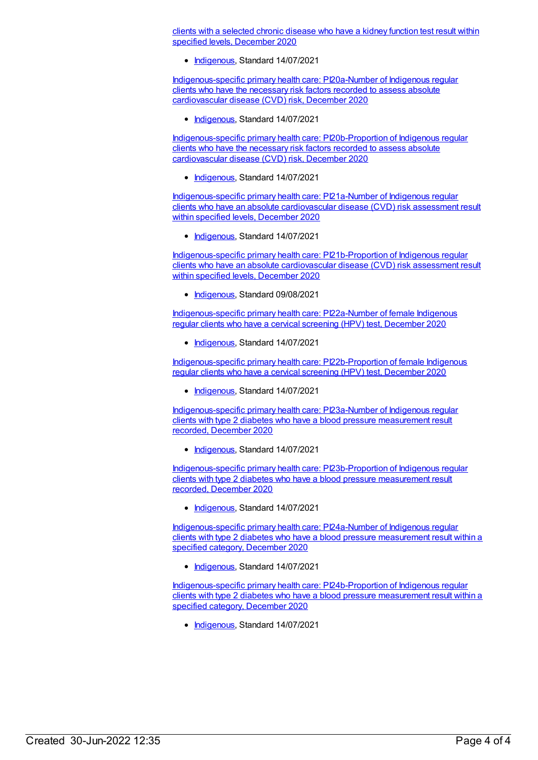clients with a selected chronic disease who have a kidney function test result within specified levels, December 2020

- Indigenous, Standard 14/07/2021

Indigenous-specific primary health care: PI20a-Number of Indigenous regular clients who have the necessary risk factors recorded to assess absolute cardiovascular disease (CVD) risk, December 2020

- Indigenous, Standard 14/07/2021

Indigenous-specific primary health care: PI20b-Proportion of Indigenous regular clients who have the necessary risk factors recorded to assess absolute cardiovascular disease (CVD) risk, December 2020

- Indigenous, Standard 14/07/2021

Indigenous-specific primary health care: PI21a-Number of Indigenous regular clients who have an absolute cardiovascular disease (CVD) risk assessment result within specified levels, December 2020

- Indigenous, Standard 14/07/2021

Indigenous-specific primary health care: PI21b-Proportion of Indigenous regular clients who have an absolute cardiovascular disease (CVD) risk assessment result within specified levels, December 2020

- Indigenous, Standard 09/08/2021

Indigenous-specific primary health care: PI22a-Number of female Indigenous regular clients who have a cervical screening (HPV) test, December 2020

- Indigenous, Standard 14/07/2021

Indigenous-specific primary health care: PI22b-Proportion of female Indigenous regular clients who have a cervical screening (HPV) test, December 2020

- Indigenous, Standard 14/07/2021

Indigenous-specific primary health care: PI23a-Number of Indigenous regular clients with type 2 diabetes who have a blood pressure measurement result recorded, December 2020

- Indigenous, Standard 14/07/2021

Indigenous-specific primary health care: PI23b-Proportion of Indigenous regular clients with type 2 diabetes who have a blood pressure measurement result recorded, December 2020

- Indigenous, Standard 14/07/2021

Indigenous-specific primary health care: PI24a-Number of Indigenous regular clients with type 2 diabetes who have a blood pressure measurement result within a specified category, December 2020

- Indigenous, Standard 14/07/2021

Indigenous-specific primary health care: PI24b-Proportion of Indigenous regular clients with type 2 diabetes who have a blood pressure measurement result within a specified category, December 2020

- Indigenous, Standard 14/07/2021